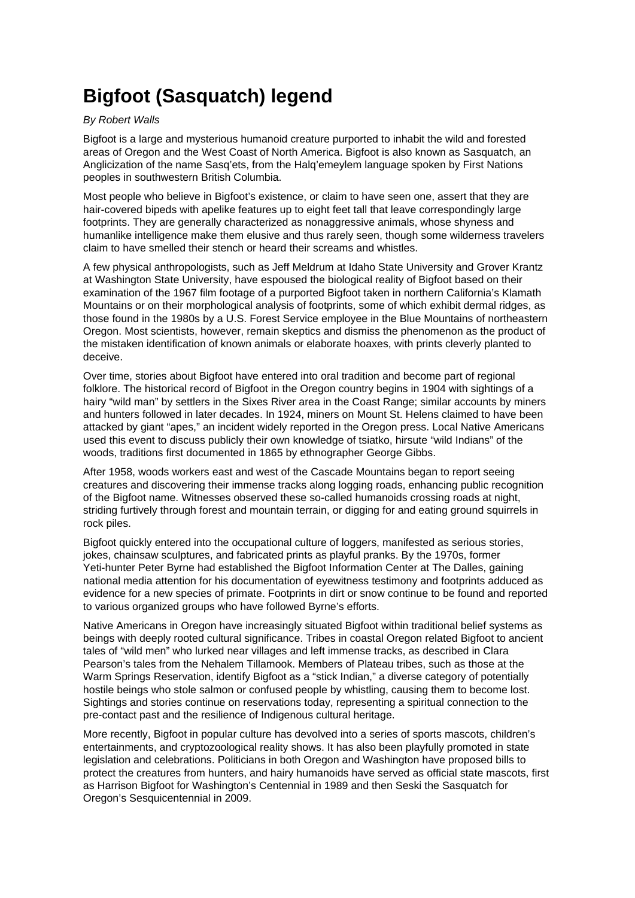# Bigfoot (Sasquatch) legend

*By Robert Walls*

Bigfoot is a large and mysterious humanoid creature purported to inhabit the wild and forested areas of Oregon and the West Coast of North America. Bigfoot is also known as Sasquatch, an Anglicization of the name Sasq'ets, from the Halq'emeylem language spoken by First Nations peoples in southwestern British Columbia.

Most people who believe in Bigfoot's existence, or claim to have seen one, assert that they are hair-covered bipeds with apelike features up to eight feet tall that leave correspondingly large footprints. They are generally characterized as nonaggressive animals, whose shyness and humanlike intelligence make them elusive and thus rarely seen, though some wilderness travelers claim to have smelled their stench or heard their screams and whistles.

A few physical anthropologists, such as Jeff Meldrum at Idaho State University and Grover Krantz at Washington State University, have espoused the biological reality of Bigfoot based on their examination of the 1967 film footage of a purported Bigfoot taken in northern California's Klamath Mountains or on their morphological analysis of footprints, some of which exhibit dermal ridges, as those found in the 1980s by a U.S. Forest Service employee in the Blue Mountains of northeastern Oregon. Most scientists, however, remain skeptics and dismiss the phenomenon as the product of the mistaken identification of known animals or elaborate hoaxes, with prints cleverly planted to deceive.

Over time, stories about Bigfoot have entered into oral tradition and become part of regional folklore. The historical record of Bigfoot in the Oregon country begins in 1904 with sightings of a hairy "wild man" by settlers in the Sixes River area in the Coast Range; similar accounts by miners and hunters followed in later decades. In 1924, miners on Mount St. Helens claimed to have been attacked by giant "apes," an incident widely reported in the Oregon press. Local Native Americans used this event to discuss publicly their own knowledge of tsiatko, hirsute "wild Indians" of the woods, traditions first documented in 1865 by ethnographer George Gibbs.

After 1958, woods workers east and west of the Cascade Mountains began to report seeing creatures and discovering their immense tracks along logging roads, enhancing public recognition of the Bigfoot name. Witnesses observed these so-called humanoids crossing roads at night, striding furtively through forest and mountain terrain, or digging for and eating ground squirrels in rock piles.

Bigfoot quickly entered into the occupational culture of loggers, manifested as serious stories, jokes, chainsaw sculptures, and fabricated prints as playful pranks. By the 1970s, former Yeti-hunter Peter Byrne had established the Bigfoot Information Center at The Dalles, gaining national media attention for his documentation of eyewitness testimony and footprints adduced as evidence for a new species of primate. Footprints in dirt or snow continue to be found and reported to various organized groups who have followed Byrne's efforts.

Native Americans in Oregon have increasingly situated Bigfoot within traditional belief systems as beings with deeply rooted cultural significance. Tribes in coastal Oregon related Bigfoot to ancient tales of "wild men" who lurked near villages and left immense tracks, as described in Clara Pearson's tales from the Nehalem Tillamook. Members of Plateau tribes, such as those at the Warm Springs Reservation, identify Bigfoot as a "stick Indian," a diverse category of potentially hostile beings who stole salmon or confused people by whistling, causing them to become lost. Sightings and stories continue on reservations today, representing a spiritual connection to the pre-contact past and the resilience of Indigenous cultural heritage.

More recently, Bigfoot in popular culture has devolved into a series of sports mascots, children's entertainments, and cryptozoological reality shows. It has also been playfully promoted in state legislation and celebrations. Politicians in both Oregon and Washington have proposed bills to protect the creatures from hunters, and hairy humanoids have served as official state mascots, first as Harrison Bigfoot for Washington's Centennial in 1989 and then Seski the Sasquatch for Oregon's Sesquicentennial in 2009.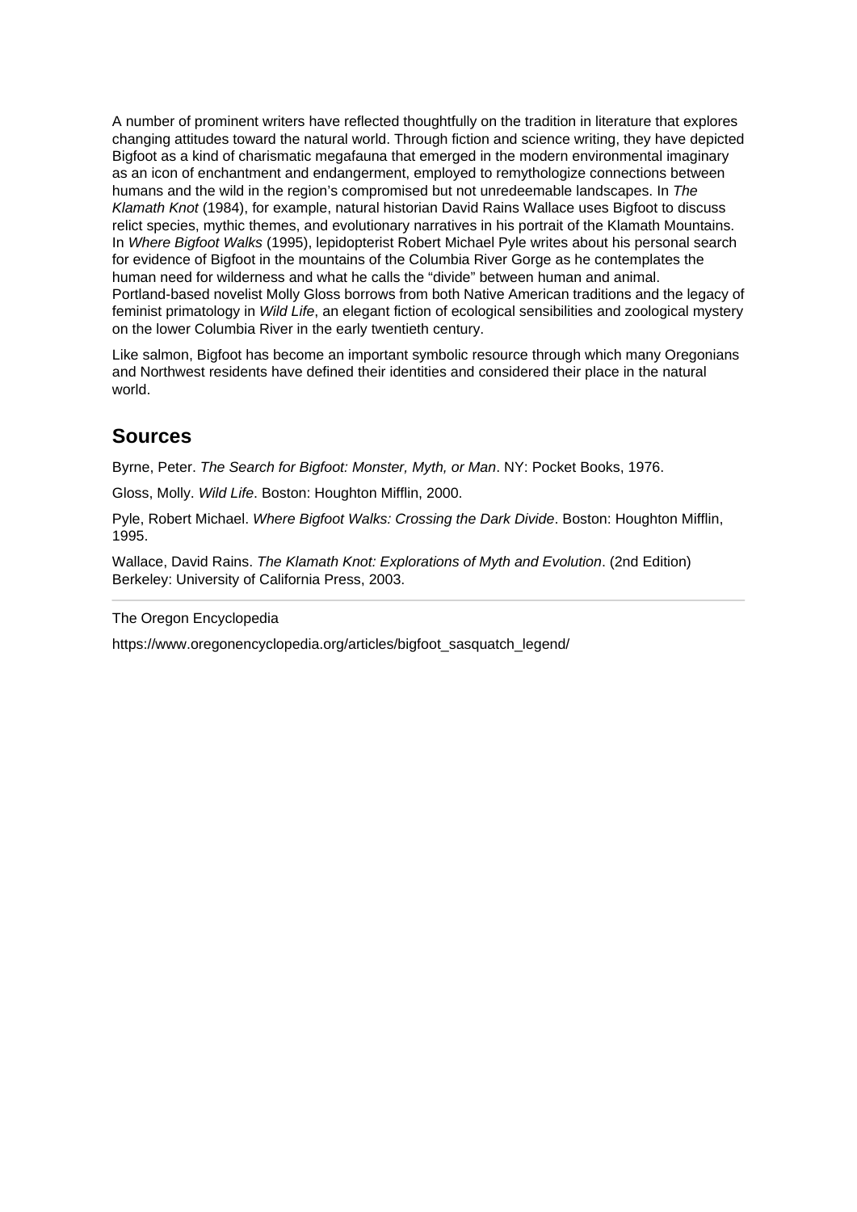A number of prominent writers have reflected thoughtfully on the tradition in literature that explores changing attitudes toward the natural world. Through fiction and science writing, they have depicted Bigfoot as a kind of charismatic megafauna that emerged in the modern environmental imaginary as an icon of enchantment and endangerment, employed to remythologize connections between humans and the wild in the region's compromised but not unredeemable landscapes. In *The Klamath Knot* (1984), for example, natural historian David Rains Wallace uses Bigfoot to discuss relict species, mythic themes, and evolutionary narratives in his portrait of the Klamath Mountains. In *Where Bigfoot Walks* (1995), lepidopterist Robert Michael Pyle writes about his personal search for evidence of Bigfoot in the mountains of the Columbia River Gorge as he contemplates the human need for wilderness and what he calls the "divide" between human and animal. Portland-based novelist Molly Gloss borrows from both Native American traditions and the legacy of feminist primatology in *Wild Life*, an elegant fiction of ecological sensibilities and zoological mystery on the lower Columbia River in the early twentieth century.

Like salmon, Bigfoot has become an important symbolic resource through which many Oregonians and Northwest residents have defined their identities and considered their place in the natural world.

## Sources

Byrne, Peter. *The Search for Bigfoot: Monster, Myth, or Man*. NY: Pocket Books, 1976.

Gloss, Molly. *Wild Life*. Boston: Houghton Mifflin, 2000.

Pyle, Robert Michael. *Where Bigfoot Walks: Crossing the Dark Divide*. Boston: Houghton Mifflin, 1995.

Wallace, David Rains. *The Klamath Knot: Explorations of Myth and Evolution*. (2nd Edition) Berkeley: University of California Press, 2003.

---

The Oregon Encyclopedia

https://www.oregonencyclopedia.org/articles/bigfoot_sasquatch_legend/